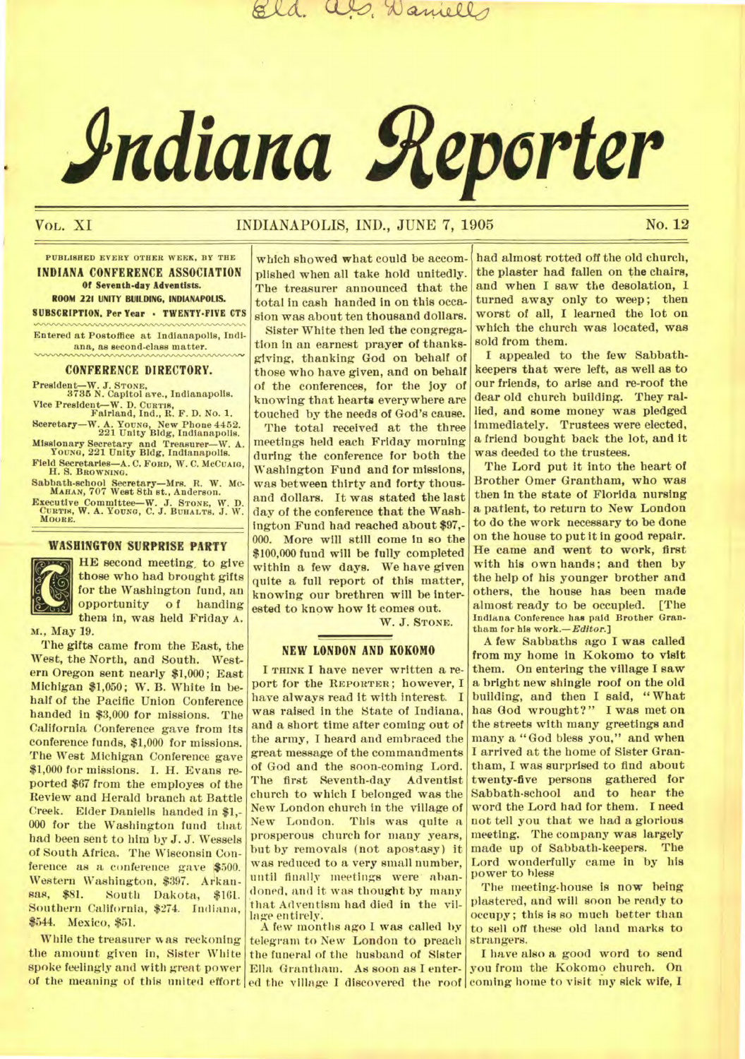Eld. A. G. Daniells

# Indiana Reporter

VOL. XI INDIANAPOLIS, IND., JUNE 7, 1905 No. 12

PUBLISHED EVERY OTHER WEEK, BY THE **INDIANA CONFERENCE ASSOCIATION Of Seventh-day Adventists.**
**ROOM 221 UNITY BUILDING, INDIANAPOLIS.**
**SUBSCRIPTION, Per Year · TWENTY-FIVE CTS**

Entered at Postoffice at Indianapolis, Indiana, as second-class matter.

## CONFERENCE DIRECTORY.

President—W. J. STONE, 3735 N. Capitol ave., Indianapolis.
Vice President—W. D. CURTIS, Fairland, Ind., R. F. D. No. 1.
Secretary—W. A. YOUNG, New Phone 4452. 221 Unity Bldg, Indianapolis.
Missionary Secretary and Treasurer—W. A. YOUNG, 221 Unity Bldg, Indianapolis.
Field Secretaries—A. C. FORD, W. C. MCCUAIG, H. S. BROWNING.
Sabbath-school Secretary—MRS. R. W. MCMAHAN, 707 West 8th st., Anderson.
Executive Committee—W. J. STONE, W. D. CURTIS, W. A. YOUNG, C. J. BUHALTS, J. W. MOORE.

## WASHINGTON SURPRISE PARTY

THE second meeting, to give those who had brought gifts for the Washington fund, an opportunity of handing them in, was held Friday A. M., May 19.

The gifts came from the East, the West, the North, and South. Western Oregon sent nearly $1,000; East Michigan $1,050; W. B. White in behalf of the Pacific Union Conference handed in $3,000 for missions. The California Conference gave from its conference funds, $1,000 for missions. The West Michigan Conference gave $1,000 for missions. I. H. Evans reported $67 from the employes of the Review and Herald branch at Battle Creek. Elder Daniells handed in $1,000 for the Washington fund that had been sent to him by J. J. Wessels of South Africa. The Wisconsin Conference as a conference gave $500. Western Washington, $397. Arkansas, $81. South Dakota, $161. Southern California, $274. Indiana, $544. Mexico, $51.

While the treasurer was reckoning the amount given in, Sister White spoke feelingly and with great power of the meaning of this united effort which showed what could be accomplished when all take hold unitedly. The treasurer announced that the total in cash handed in on this occasion was about ten thousand dollars.

Sister White then led the congregation in an earnest prayer of thanksgiving, thanking God on behalf of those who have given, and on behalf of the conferences, for the joy of knowing that hearts everywhere are touched by the needs of God's cause.

The total received at the three meetings held each Friday morning during the conference for both the Washington Fund and for missions, was between thirty and forty thousand dollars. It was stated the last day of the conference that the Washington Fund had reached about $97,000. More will still come in so the $100,000 fund will be fully completed within a few days. We have given quite a full report of this matter, knowing our brethren will be interested to know how it comes out.

W. J. STONE.

## NEW LONDON AND KOKOMO

I THINK I have never written a report for the REPORTER; however, I have always read it with interest. I was raised in the State of Indiana, and a short time after coming out of the army, I heard and embraced the great message of the commandments of God and the soon-coming Lord. The first Seventh-day Adventist church to which I belonged was the New London church in the village of New London. This was quite a prosperous church for many years, but by removals (not apostasy) it was reduced to a very small number, until finally meetings were abandoned, and it was thought by many that Adventism had died in the village entirely.

A few months ago I was called by telegram to New London to preach the funeral of the husband of Sister Ella Grantham. As soon as I entered the village I discovered the roof had almost rotted off the old church, the plaster had fallen on the chairs, and when I saw the desolation, I turned away only to weep; then worst of all, I learned the lot on which the church was located, was sold from them.

I appealed to the few Sabbath-keepers that were left, as well as to our friends, to arise and re-roof the dear old church building. They rallied, and some money was pledged immediately. Trustees were elected, a friend bought back the lot, and it was deeded to the trustees.

The Lord put it into the heart of Brother Omer Grantham, who was then in the state of Florida nursing a patient, to return to New London to do the work necessary to be done on the house to put it in good repair. He came and went to work, first with his own hands; and then by the help of his younger brother and others, the house has been made almost ready to be occupied. [The Indiana Conference has paid Brother Grantham for his work.—*Editor*.]

A few Sabbaths ago I was called from my home in Kokomo to visit them. On entering the village I saw a bright new shingle roof on the old building, and then I said, "What has God wrought?" I was met on the streets with many greetings and many a "God bless you," and when I arrived at the home of Sister Grantham, I was surprised to find about twenty-five persons gathered for Sabbath-school and to hear the word the Lord had for them. I need not tell you that we had a glorious meeting. The company was largely made up of Sabbath-keepers. The Lord wonderfully came in by his power to bless

The meeting-house is now being plastered, and will soon be ready to occupy; this is so much better than to sell off these old land marks to strangers.

I have also a good word to send you from the Kokomo church. On coming home to visit my sick wife, I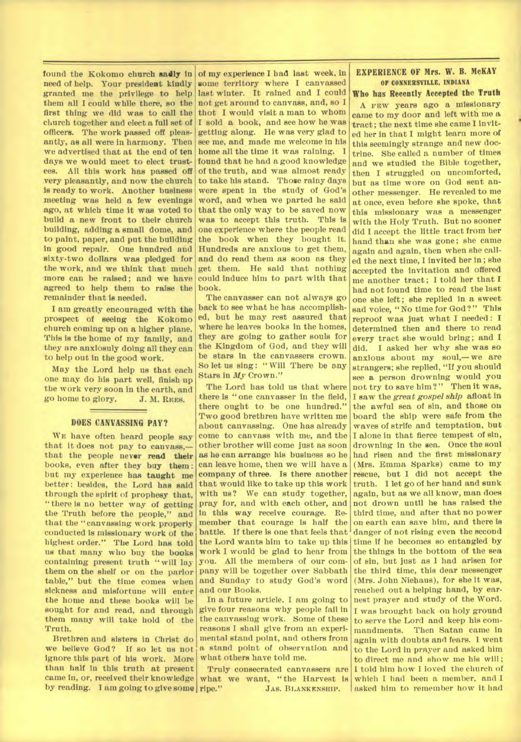found the Kokomo church sadly in need of help. Your president kindly granted me the privilege to help them all I could while there, so the first thing we did was to call the church together and elect a full set of officers. The work passed off pleasantly, as all were in harmony. Then we advertised that at the end of ten days we would meet to elect trustees. All this work has passed off very pleasantly, and now the church is ready to work. Another business meeting was held a few evenings ago, at which time it was voted to build a new front to their church building, adding a small dome, and to paint, paper, and put the building in good repair. One hundred and sixty-two dollars was pledged for the work, and we think that much more can be raised; and we have agreed to help them to raise the remainder that is needed.

I am greatly encouraged with the prospect of seeing the Kokomo church coming up on a higher plane. This is the home of my family, and they are anxiosuly doing all they can to help out in the good work.

May the Lord help us that each one may do his part well, finish up the work very soon in the earth, and go home to glory.
J. M. REES.

## DOES CANVASSING PAY?

WE have often heard people say that it does not pay to canvass,— that the people never read their books, even after they buy them: but my experience has taught me better; besides, the Lord has said through the spirit of prophesy that, "there is no better way of getting the Truth before the people," and that the "canvassing work properly conducted is missionary work of the highest order." The Lord has told us that many who buy the books containing present truth "will lay them on the shelf or on the parlor table," but the time comes when sickness and misfortune will enter the home and these books will be sought for and read, and through them many will take hold of the Truth.

Brethren and sisters in Christ do we believe God? If so let us not ignore this part of his work. More than half in this truth at present came in, or, received their knowledge by reading. I am going to give some of my experience I had last week, in some territory where I canvassed last winter. It rained and I could not get around to canvass, and, so I thot I would visit a man to whom I sold a book, and see how he was getting along. He was very glad to see me, and made me welcome in his home all the time it was raining. I found that he had a good knowledge of the truth, and was almost ready to take his stand. Those rainy days were spent in the study of God's word, and when we parted he said that the only way to be saved now was to accept this truth. This is one experience where the people read the book when they bought it. Hundreds are anxious to get them, and do read them as soon as they get them. He said that nothing could induce him to part with that book.

The canvasser can not always go back to see what he has accomplished, but he may rest assured that where he leaves books in the homes, they are going to gather souls for the Kingdom of God, and they will be stars in the canvassers crown. So let us sing: "Will There be any Stars in *My* Crown."

The Lord has told us that where there is "one canvasser in the field, there ought to be one hundred." Two good brethren have written me about canvassing. One has already come to canvass with me, and the other brother will come just as soon as he can arrange his business so he can leave home, then we will have a company of three. Is there another that would like to take up this work with us? We can study together, pray for, and with each other, and in this way receive courage. Remember that courage is half the battle. If there is one that feels that the Lord wants him to take up this work I would be glad to hear from you. All the members of our company will be together over Sabbath and Sunday to study God's word and our Books.

In a future article, I am going to give four reasons why people fail in the canvassing work. Some of these reasons I shall give from an experimental stand point, and others from a stand point of observation and what others have told me.

Truly consecrated canvassers are what we want, "the Harvest is ripe."
JAS. BLANKENSHIP.

## EXPERIENCE OF Mrs. W. B. McKAY
### OF CONNERSVILLE, INDIANA
### Who has Recently Accepted the Truth

A FEW years ago a missionary came to my door and left with me a tract; the next time she came I invited her in that I might learn more of this seemingly strange and new doctrine. She called a number of times and we studied the Bible together, then I struggled on uncomforted, but as time wore on God sent another messenger. He revealed to me at once, even before she spoke, that this missionary was a messenger with the Holy Truth. But no sooner did I accept the little tract from her hand than she was gone; she came again and again, then when she called the next time, I invited her in; she accepted the invitation and offered me another tract; I told her that I had not found time to read the last one she left; she replied in a sweet sad voice, "No time for God?" This reproof was just what I needed: I determined then and there to read every tract she would bring; and I did. I asked her why she was so anxious about my soul,— we are strangers; she replied, "If you should see a person drowning would you not try to save him?" Then it was, I saw the *great gospel ship* afloat in the awful sea of sin, and those on board the ship were safe from the waves of strife and temptation, but I alone in that fierce tempest of sin, drowning in the sea. Once the soul had risen and the first missionary (Mrs. Emma Sparks) came to my rescue, but I did not accept the truth. I let go of her hand and sunk again, but as we all know, man does not drown until he has raised the third time, and after that no power on earth can save him, and there is danger of not rising even the second time if he becomes so entangled by the things in the bottom of the sea of sin, but just as I had arisen for the third time, this dear messenger (Mrs. John Niehaus), for she it was, reached out a helping hand, by earnest prayer and study of the Word. I was brought back on holy ground to serve the Lord and keep his commandments. Then Satan came in again with doubts and fears. I went to the Lord in prayer and asked him to direct me and show me his will; I told him how I loved the church of which I had been a member, and I asked him to remember how it had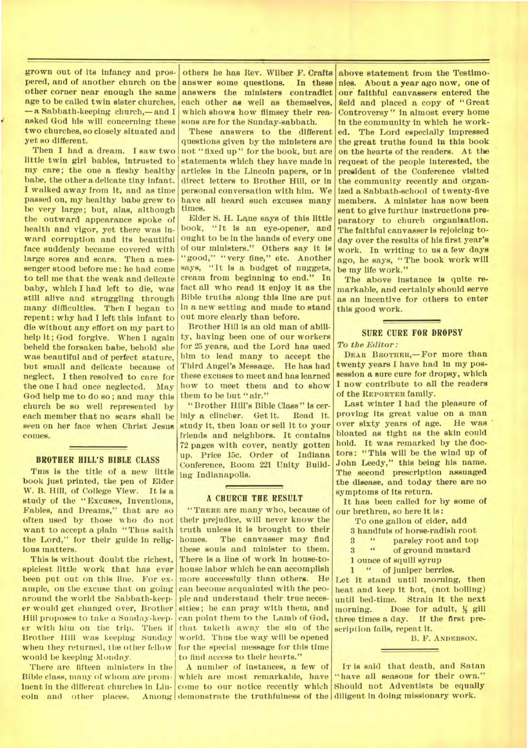grown out of its infancy and prospered, and of another church on the other corner near enough the same age to be called twin sister churches, —a Sabbath-keeping church,—and I asked God his will concerning these two churches, so closely situated and yet so different.

Then I had a dream. I saw two little twin girl babies, intrusted to my care; the one a fleshy healthy babe, the other a delicate tiny infant. I walked away from it, and as time passed on, my healthy babe grew to be very large; but, alas, although the outward appearance spoke of health and vigor, yet there was inward corruption and its beautiful face suddenly became covered with large sores and scars. Then a messenger stood before me: he had come to tell me that the weak and delicate baby, which I had left to die, was still alive and struggling through many difficulties. Then I began to repent: why had I left this infant to die without any effort on my part to help it; God forgive. When I again beheld the forsaken babe, behold she was beautiful and of perfect stature, but small and delicate because of neglect. I then resolved to care for the one I had once neglected. May God help me to do so; and may this church be so well represented by each member that no scars shall be seen on her face when Christ Jesus comes.

## BROTHER HILL'S BIBLE CLASS

THIS is the title of a new little book just printed, the pen of Elder W. B. Hill, of College View. It is a study of the "Excuses, Inventions, Fables, and Dreams," that are so often used by those who do not want to accept a plain "Thus saith the Lord," for their guide in religious matters.

This is without doubt the richest, spiciest little work that has ever been put out on this line. For example, on the excuse that on going around the world the Sabbath-keeper would get changed over, Brother Hill proposes to take a Sunday-keeper with him on the trip. Then if Brother Hill was keeping Sunday when they returned, the other fellow would be keeping Monday.

There are fifteen ministers in the Bible class, many of whom are prominent in the different churches in Lincoln and other places. Among others he has Rev. Wilber F. Crafts answer some questions. In these answers the ministers contradict each other as well as themselves, which shows how flimsey their reasons are for the Sunday-sabbath.

These answers to the different questions given by the ministers are not "fixed up" for the book, but are statements which they have made in articles in the Lincoln papers, or in direct letters to Brother Hill, or in personal conversation with him. We have all heard such excuses many times.

Elder S. H. Lane says of this little book, "It is an eye-opener, and ought to be in the hands of every one of our ministers." Others say it is "good," "very fine," etc. Another says, "It is a budget of nuggets, cream from beginning to end." In fact all who read it enjoy it as the Bible truths along this line are put in a new setting and made to stand out more clearly than before.

Brother Hill is an old man of ability, having been one of our workers for 25 years, and the Lord has used him to lead many to accept the Third Angel's Message. He has had these excuses to meet and has learned how to meet them and to show them to be but "air."

"Brother Hill's Bible Class" is certinly a clincher. Get it. Read it. study it, then loan or sell it to your friends and neighbors. It contains 72 pages with cover, neatly gotten up. Price 15c. Order of Indiana Conference, Room 221 Unity Building Indianapolis.

## A CHURCH THE RESULT

"THERE are many who, because of their prejudice, will never know the truth unless it is brought to their homes. The canvasser may find these souls and minister to them. There is a line of work in house-to-house labor which he can accomplish more successfully than others. He can become acquainted with the people and understand their true necessities; he can pray with them, and can point them to the Lamb of God, that taketh away the sin of the world. Thus the way will be opened for the special message for this time to find access to their hearts."

A number of instances, a few of which are most remarkable, have come to our notice recently which demonstrate the truthfulness of the above statement from the Testimonies. About a year ago now, one of our faithful canvassers entered the field and placed a copy of "Great Controversy" in almost every home in the community in which he worked. The Lord especially impressed the great truths found in this book on the hearts of the readers. At the request of the people interested, the president of the Conference visited the community recently and organized a Sabbath-school of twenty-five members. A minister has now been sent to give furthur instructions preparatory to church organization. The faithful canvasser is rejoicing today over the results of his first year's work. In writing to us a few days ago, he says, "The book work will be my life work."

The above instance is quite remarkable, and certainly should serve as an incentive for others to enter this good work.

## SURE CURE FOR DROPSY

*To the Editor:*

DEAR BROTHER,—For more than twenty years I have had in my possession a sure cure for dropsy, which I now contribute to all the readers of the REPORTER family.

Last winter I had the pleasure of proving its great value on a man over sixty years of age. He was bloated as tight as the skin could hold. It was remarked by the doctors: "This will be the wind up of John Leedy," this being his name. The seeond prescription assuaged the disease, and today there are no symptoms of its return.

It has been called for by some of our brethren, so here it is:

To one gallon of cider, add
3 handfuls of horse-radish root
3 " parsley root and top
3 " of ground mustard
1 ounce of squill syrup
1 " of juniper berries.

Let it stand until morning, then heat and keep it hot, (not boiling) until bed-time. Strain it the next morning. Dose for adult, ½ gill three times a day. If the first prescription fails, repeat it.

B. F. ANDERSON.

IT is said that death, and Satan "have all seasons for their own." Should not Adventists be equally diligent in doing missionary work.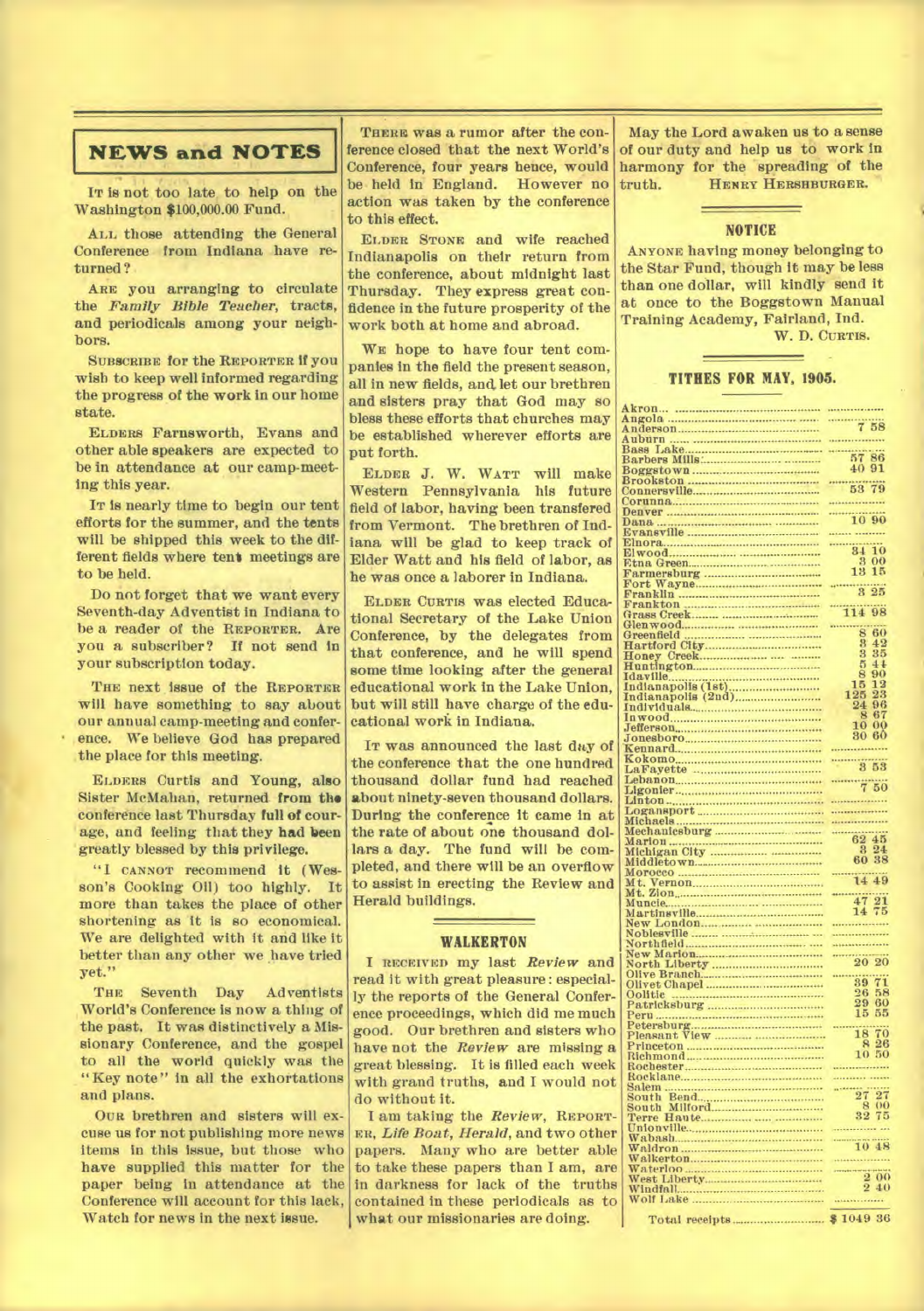## NEWS and NOTES

IT is not too late to help on the Washington $100,000.00 Fund.

ALL those attending the General Conference from Indiana have returned?

ARE you arranging to circulate the *Family Bible Teacher*, tracts, and periodicals among your neighbors.

SUBSCRIBE for the REPORTER if you wish to keep well informed regarding the progress of the work in our home state.

ELDERS Farnsworth, Evans and other able speakers are expected to be in attendance at our camp-meeting this year.

IT is nearly time to begin our tent efforts for the summer, and the tents will be shipped this week to the different fields where tent meetings are to be held.

Do not forget that we want every Seventh-day Adventist in Indiana to be a reader of the REPORTER. Are you a subscriber? If not send in your subscription today.

THE next issue of the REPORTER will have something to say about our annual camp-meeting and conference. We believe God has prepared the place for this meeting.

ELDERS Curtis and Young, also Sister McMahan, returned from the conference last Thursday full of courage, and feeling that they had been greatly blessed by this privilege.

"I CANNOT recommend it (Wesson's Cooking Oil) too highly. It more than takes the place of other shortening as it is so economical. We are delighted with it and like it better than any other we have tried yet."

THE Seventh Day Adventists World's Conference is now a thing of the past. It was distinctively a Missionary Conference, and the gospel to all the world quickly was the "Key note" in all the exhortations and plans.

OUR brethren and sisters will excuse us for not publishing more news items in this issue, but those who have supplied this matter for the paper being in attendance at the Conference will account for this lack, Watch for news in the next issue.

THERE was a rumor after the conference closed that the next World's Conference, four years hence, would be held in England. However no action was taken by the conference to this effect.

ELDER STONE and wife reached Indianapolis on their return from the conference, about midnight last Thursday. They express great confidence in the future prosperity of the work both at home and abroad.

WE hope to have four tent companies in the field the present season, all in new fields, and let our brethren and sisters pray that God may so bless these efforts that churches may be established wherever efforts are put forth.

ELDER J. W. WATT will make Western Pennsylvania his future field of labor, having been transfered from Vermont. The brethren of Indiana will be glad to keep track of Elder Watt and his field of labor, as he was once a laborer in Indiana.

ELDER CURTIS was elected Educational Secretary of the Lake Union Conference, by the delegates from that conference, and he will spend some time looking after the general educational work in the Lake Union, but will still have charge of the educational work in Indiana.

IT was announced the last day of the conference that the one hundred thousand dollar fund had reached about ninety-seven thousand dollars. During the conference it came in at the rate of about one thousand dollars a day. The fund will be completed, and there will be an overflow to assist in erecting the Review and Herald buildings.

### WALKERTON

I RECEIVED my last *Review* and read it with great pleasure: especially the reports of the General Conference proceedings, which did me much good. Our brethren and sisters who have not the *Review* are missing a great blessing. It is filled each week with grand truths, and I would not do without it.

I am taking the *Review*, REPORTER, *Life Boat*, *Herald*, and two other papers. Many who are better able to take these papers than I am, are in darkness for lack of the truths contained in these periodicals as to what our missionaries are doing.

May the Lord awaken us to a sense of our duty and help us to work in harmony for the spreading of the truth.

HENRY HERSHBURGER.

### NOTICE

ANYONE having money belonging to the Star Fund, though it may be less than one dollar, will kindly send it at once to the Boggstown Manual Training Academy, Fairland, Ind.

W. D. CURTIS.

### TITHES FOR MAY, 1905.

| | |
|---|---|
| Akron | |
| Angola | |
| Anderson | 7 58 |
| Auburn | |
| Bass Lake | |
| Barbers Mills | 57 86 |
| Boggstown | 40 91 |
| Brookston | |
| Connersville | 53 79 |
| Corunna | |
| Denver | |
| Dana | 10 90 |
| Evansville | |
| Elnora | |
| Elwood | 34 10 |
| Etna Green | 3 00 |
| Farmersburg | 13 15 |
| Fort Wayne | |
| Franklin | 3 25 |
| Frankton | |
| Grass Creek | 114 98 |
| Glenwood | |
| Greenfield | 8 60 |
| Hartford City | 3 42 |
| Honey Creek | 3 35 |
| Huntington | 5 44 |
| Idaville | 8 90 |
| Indianapolis (1st) | 15 12 |
| Indianapolis (2nd) | 125 23 |
| Individuals | 24 96 |
| Inwood | 8 67 |
| Jefferson | 10 00 |
| Jonesboro | 30 60 |
| Kennard | |
| Kokomo | |
| LaFayette | 3 53 |
| Lebanon | |
| Ligonier | 7 50 |
| Linton | |
| Logansport | |
| Michaels | |
| Mechanicsburg | |
| Marion | 62 45 |
| Michigan City | 3 24 |
| Middletown | 60 38 |
| Morocco | |
| Mt. Vernon | 14 49 |
| Mt. Zion | |
| Muncie | 47 21 |
| Martinsville | 14 75 |
| New London | |
| Noblesville | |
| Northfield | |
| New Marion | |
| North Liberty | 20 20 |
| Olive Branch | |
| Olivet Chapel | 39 71 |
| Oolitic | 26 58 |
| Patricksburg | 29 60 |
| Peru | 15 55 |
| Petersburg | |
| Pleasant View | 18 70 |
| Princeton | 8 26 |
| Richmond | 10 50 |
| Rochester | |
| Rocklane | |
| Salem | |
| South Bend | 27 27 |
| South Milford | 8 00 |
| Terre Haute | 32 75 |
| Unionville | |
| Wabash | |
| Waldron | 10 48 |
| Walkerton | |
| Waterloo | |
| West Liberty | 2 00 |
| Windfall | 2 40 |
| Wolf Lake | |
| Total receipts | $ 1049 36 |